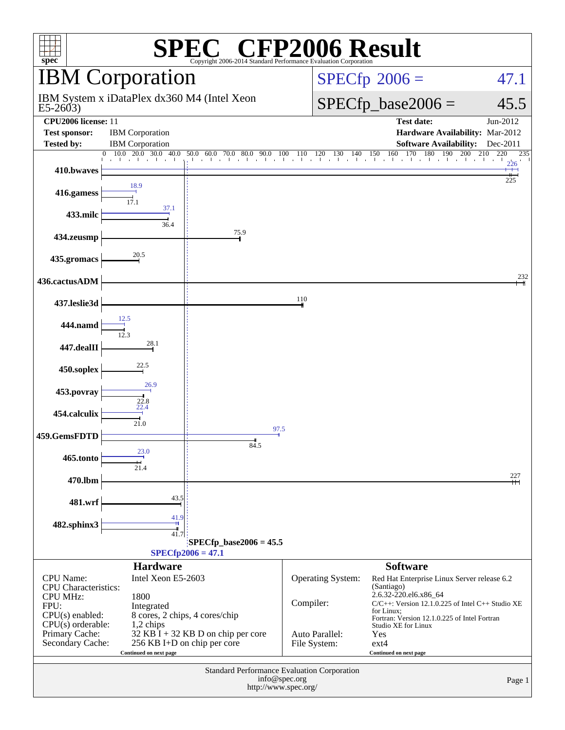# SPEC® CFP2006 Result

Copyright 2006-2014 Standard Performance Evaluation Corporation

## IBM Corporation

IBM System x iDataPlex dx360 M4 (Intel Xeon E5-2603)

SPECfp 2006 = 47.1

SPECfp_base2006 = 45.5

| | | | |
|---|---|---|---|
| **CPU2006 license:** | 11 | **Test date:** | Jun-2012 |
| **Test sponsor:** | IBM Corporation | **Hardware Availability:** | Mar-2012 |
| **Tested by:** | IBM Corporation | **Software Availability:** | Dec-2011 |

| Benchmark | Peak | Base |
|---|---|---|
| 410.bwaves | 226 | 225 |
| 416.gamess | 18.9 | 17.1 |
| 433.milc | 37.1 | 36.4 |
| 434.zeusmp | | 75.9 |
| 435.gromacs | | 20.5 |
| 436.cactusADM | | 232 |
| 437.leslie3d | | 110 |
| 444.namd | 12.5 | 12.3 |
| 447.dealII | | 28.1 |
| 450.soplex | | 22.5 |
| 453.povray | 26.9 | 22.8 |
| 454.calculix | 22.4 | 21.0 |
| 459.GemsFDTD | 97.5 | 84.5 |
| 465.tonto | 23.0 | 21.4 |
| 470.lbm | | 227 |
| 481.wrf | | 43.5 |
| 482.sphinx3 | 41.9 | 41.7 |

SPECfp_base2006 = 45.5

SPECfp2006 = 47.1

### Hardware

| | |
|---|---|
| CPU Name: | Intel Xeon E5-2603 |
| CPU Characteristics: | |
| CPU MHz: | 1800 |
| FPU: | Integrated |
| CPU(s) enabled: | 8 cores, 2 chips, 4 cores/chip |
| CPU(s) orderable: | 1,2 chips |
| Primary Cache: | 32 KB I + 32 KB D on chip per core |
| Secondary Cache: | 256 KB I+D on chip per core |

Continued on next page

### Software

| | |
|---|---|
| Operating System: | Red Hat Enterprise Linux Server release 6.2 (Santiago) 2.6.32-220.el6.x86_64 |
| Compiler: | C/C++: Version 12.1.0.225 of Intel C++ Studio XE for Linux; Fortran: Version 12.1.0.225 of Intel Fortran Studio XE for Linux |
| Auto Parallel: | Yes |
| File System: | ext4 |

Continued on next page

Standard Performance Evaluation Corporation
info@spec.org
http://www.spec.org/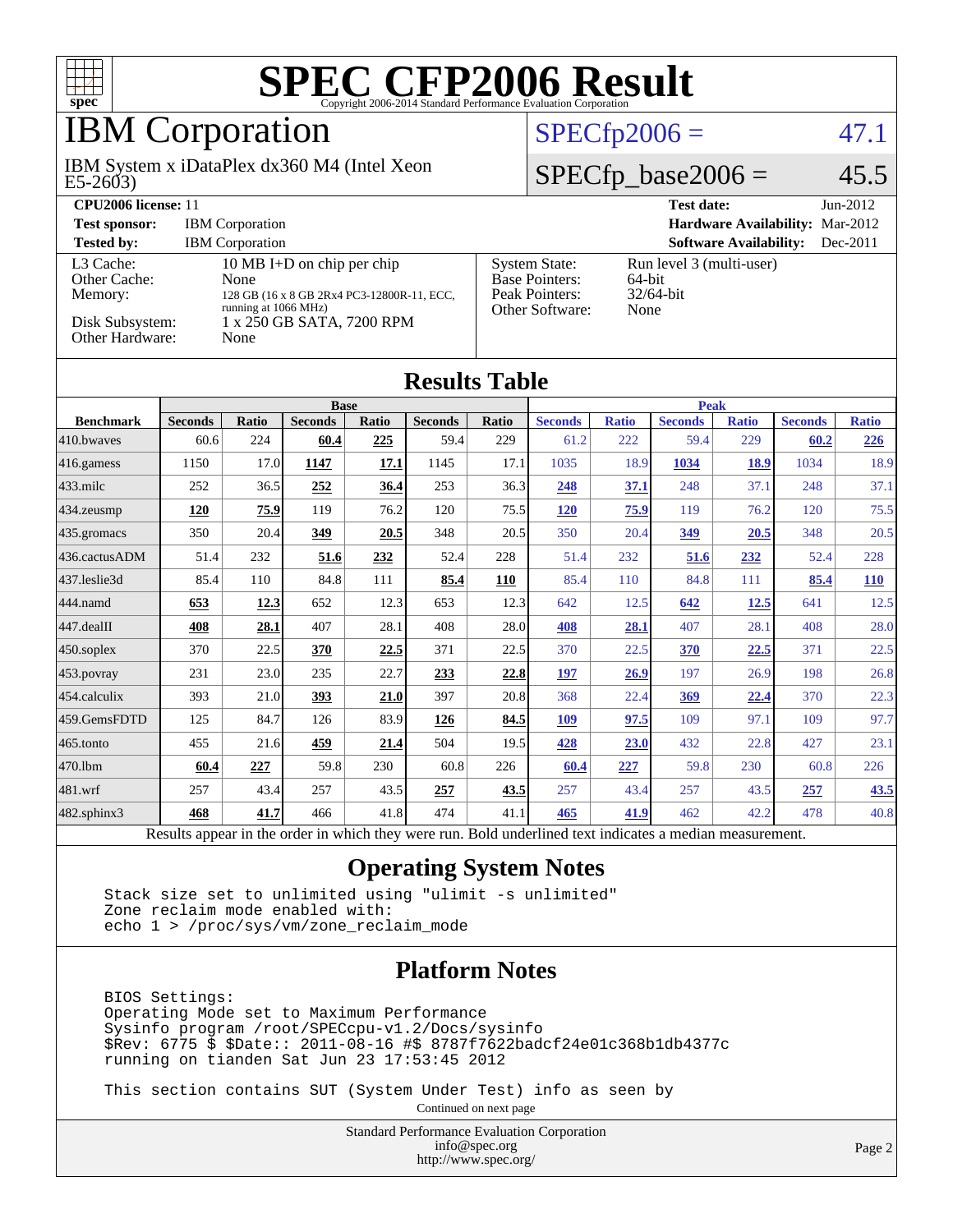# SPEC CFP2006 Result

Copyright 2006-2014 Standard Performance Evaluation Corporation

## IBM Corporation

IBM System x iDataPlex dx360 M4 (Intel Xeon E5-2603)

SPECfp2006 = 47.1

SPECfp_base2006 = 45.5

| | | | |
|---|---|---|---|
| **CPU2006 license:** 11 | | **Test date:** | Jun-2012 |
| **Test sponsor:** | IBM Corporation | **Hardware Availability:** | Mar-2012 |
| **Tested by:** | IBM Corporation | **Software Availability:** | Dec-2011 |

| | | | |
|---|---|---|---|
| L3 Cache: | 10 MB I+D on chip per chip | System State: | Run level 3 (multi-user) |
| Other Cache: | None | Base Pointers: | 64-bit |
| Memory: | 128 GB (16 x 8 GB 2Rx4 PC3-12800R-11, ECC, running at 1066 MHz) | Peak Pointers: | 32/64-bit |
| Disk Subsystem: | 1 x 250 GB SATA, 7200 RPM | Other Software: | None |
| Other Hardware: | None | | |

## Results Table

| Benchmark | Base | | | | | | Peak | | | | | |
|---|---|---|---|---|---|---|---|---|---|---|---|---|
| | Seconds | Ratio | Seconds | Ratio | Seconds | Ratio | Seconds | Ratio | Seconds | Ratio | Seconds | Ratio |
| 410.bwaves | 60.6 | 224 | **60.4** | **225** | 59.4 | 229 | 61.2 | 222 | 59.4 | 229 | **60.2** | **226** |
| 416.gamess | 1150 | 17.0 | **1147** | **17.1** | 1145 | 17.1 | 1035 | 18.9 | **1034** | **18.9** | 1034 | 18.9 |
| 433.milc | 252 | 36.5 | **252** | **36.4** | 253 | 36.3 | **248** | **37.1** | 248 | 37.1 | 248 | 37.1 |
| 434.zeusmp | **120** | **75.9** | 119 | 76.2 | 120 | 75.5 | **120** | **75.9** | 119 | 76.2 | 120 | 75.5 |
| 435.gromacs | 350 | 20.4 | **349** | **20.5** | 348 | 20.5 | 350 | 20.4 | **349** | **20.5** | 348 | 20.5 |
| 436.cactusADM | 51.4 | 232 | **51.6** | **232** | 52.4 | 228 | 51.4 | 232 | **51.6** | **232** | 52.4 | 228 |
| 437.leslie3d | 85.4 | 110 | 84.8 | 111 | **85.4** | **110** | 85.4 | 110 | 84.8 | 111 | **85.4** | **110** |
| 444.namd | **653** | **12.3** | 652 | 12.3 | 653 | 12.3 | 642 | 12.5 | **642** | **12.5** | 641 | 12.5 |
| 447.dealII | **408** | **28.1** | 407 | 28.1 | 408 | 28.0 | **408** | **28.1** | 407 | 28.1 | 408 | 28.0 |
| 450.soplex | 370 | 22.5 | **370** | **22.5** | 371 | 22.5 | 370 | 22.5 | **370** | **22.5** | 371 | 22.5 |
| 453.povray | 231 | 23.0 | 235 | 22.7 | **233** | **22.8** | **197** | **26.9** | 197 | 26.9 | 198 | 26.8 |
| 454.calculix | 393 | 21.0 | **393** | **21.0** | 397 | 20.8 | 368 | 22.4 | **369** | **22.4** | 370 | 22.3 |
| 459.GemsFDTD | 125 | 84.7 | 126 | 83.9 | **126** | **84.5** | **109** | **97.5** | 109 | 97.1 | 109 | 97.7 |
| 465.tonto | 455 | 21.6 | **459** | **21.4** | 504 | 19.5 | **428** | **23.0** | 432 | 22.8 | 427 | 23.1 |
| 470.lbm | **60.4** | **227** | 59.8 | 230 | 60.8 | 226 | **60.4** | **227** | 59.8 | 230 | 60.8 | 226 |
| 481.wrf | 257 | 43.4 | 257 | 43.5 | **257** | **43.5** | 257 | 43.4 | 257 | 43.5 | **257** | **43.5** |
| 482.sphinx3 | **468** | **41.7** | 466 | 41.8 | 474 | 41.1 | **465** | **41.9** | 462 | 42.2 | 478 | 40.8 |

Results appear in the order in which they were run. Bold underlined text indicates a median measurement.

## Operating System Notes

```
Stack size set to unlimited using "ulimit -s unlimited"
Zone reclaim mode enabled with:
echo 1 > /proc/sys/vm/zone_reclaim_mode
```

## Platform Notes

```
BIOS Settings:
Operating Mode set to Maximum Performance
Sysinfo program /root/SPECcpu-v1.2/Docs/sysinfo
$Rev: 6775 $ $Date:: 2011-08-16 #$ 8787f7622badcf24e01c368b1db4377c
running on tianden Sat Jun 23 17:53:45 2012

This section contains SUT (System Under Test) info as seen by
```

Continued on next page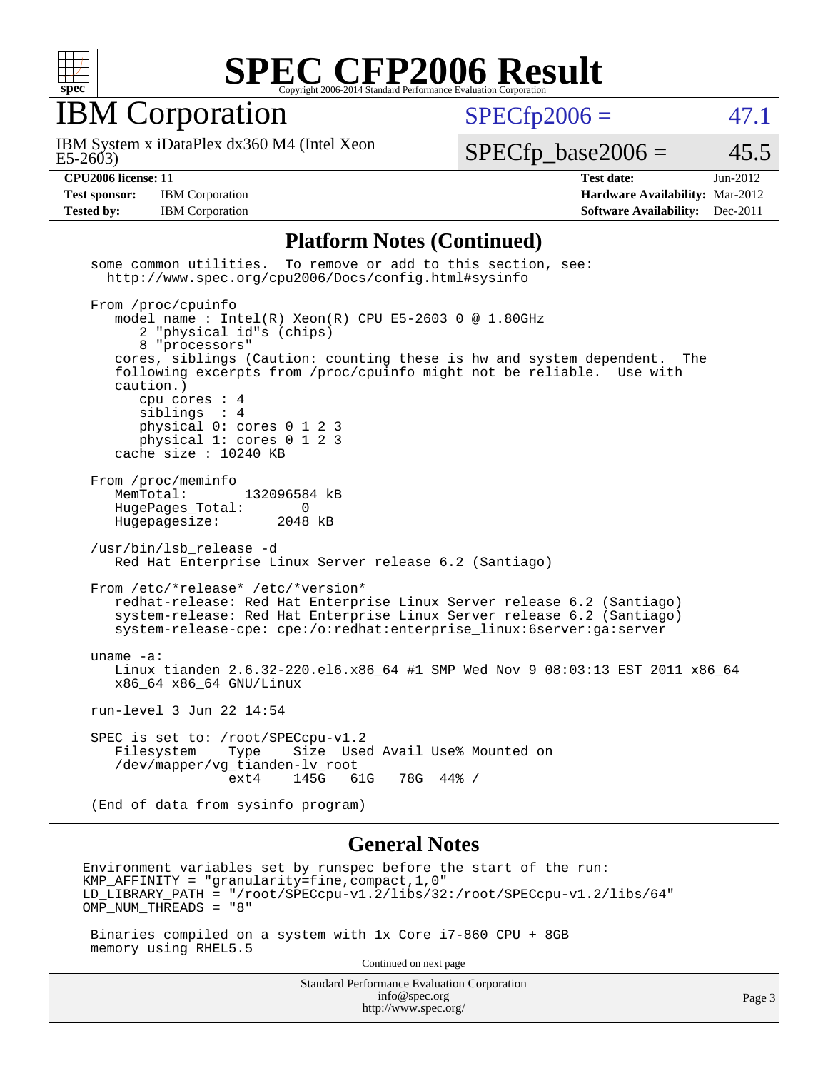# SPEC CFP2006 Result

Copyright 2006-2014 Standard Performance Evaluation Corporation

## IBM Corporation

IBM System x iDataPlex dx360 M4 (Intel Xeon E5-2603)

SPECfp2006 = 47.1

SPECfp_base2006 = 45.5

| | | | |
|---|---|---|---|
| **CPU2006 license:** | 11 | **Test date:** | Jun-2012 |
| **Test sponsor:** | IBM Corporation | **Hardware Availability:** | Mar-2012 |
| **Tested by:** | IBM Corporation | **Software Availability:** | Dec-2011 |

## Platform Notes (Continued)

```
some common utilities.  To remove or add to this section, see:
  http://www.spec.org/cpu2006/Docs/config.html#sysinfo

From /proc/cpuinfo
   model name : Intel(R) Xeon(R) CPU E5-2603 0 @ 1.80GHz
      2 "physical id"s (chips)
      8 "processors"
   cores, siblings (Caution: counting these is hw and system dependent.  The
   following excerpts from /proc/cpuinfo might not be reliable.  Use with
   caution.)
      cpu cores : 4
      siblings  : 4
      physical 0: cores 0 1 2 3
      physical 1: cores 0 1 2 3
   cache size : 10240 KB

From /proc/meminfo
   MemTotal:       132096584 kB
   HugePages_Total:       0
   Hugepagesize:       2048 kB

/usr/bin/lsb_release -d
   Red Hat Enterprise Linux Server release 6.2 (Santiago)

From /etc/*release* /etc/*version*
   redhat-release: Red Hat Enterprise Linux Server release 6.2 (Santiago)
   system-release: Red Hat Enterprise Linux Server release 6.2 (Santiago)
   system-release-cpe: cpe:/o:redhat:enterprise_linux:6server:ga:server

uname -a:
   Linux tianden 2.6.32-220.el6.x86_64 #1 SMP Wed Nov 9 08:03:13 EST 2011 x86_64
   x86_64 x86_64 GNU/Linux

run-level 3 Jun 22 14:54

SPEC is set to: /root/SPECcpu-v1.2
   Filesystem    Type    Size  Used Avail Use% Mounted on
   /dev/mapper/vg_tianden-lv_root
                 ext4    145G   61G   78G  44% /

(End of data from sysinfo program)
```

## General Notes

```
Environment variables set by runspec before the start of the run:
KMP_AFFINITY = "granularity=fine,compact,1,0"
LD_LIBRARY_PATH = "/root/SPECcpu-v1.2/libs/32:/root/SPECcpu-v1.2/libs/64"
OMP_NUM_THREADS = "8"

 Binaries compiled on a system with 1x Core i7-860 CPU + 8GB
 memory using RHEL5.5
```

Continued on next page

Standard Performance Evaluation Corporation
info@spec.org
http://www.spec.org/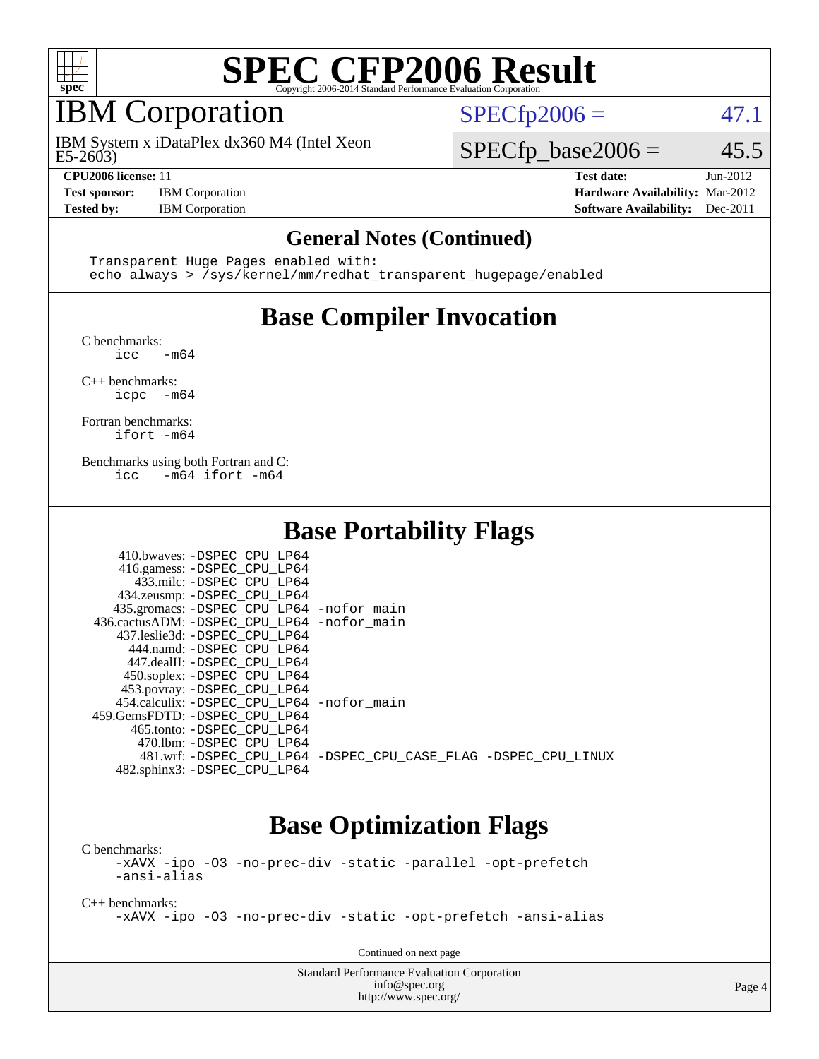# SPEC CFP2006 Result

Copyright 2006-2014 Standard Performance Evaluation Corporation

## IBM Corporation

IBM System x iDataPlex dx360 M4 (Intel Xeon E5-2603)

SPECfp2006 = 47.1

SPECfp_base2006 = 45.5

**CPU2006 license:** 11
**Test sponsor:** IBM Corporation
**Tested by:** IBM Corporation

**Test date:** Jun-2012
**Hardware Availability:** Mar-2012
**Software Availability:** Dec-2011

### General Notes (Continued)

```
Transparent Huge Pages enabled with:
echo always > /sys/kernel/mm/redhat_transparent_hugepage/enabled
```

## Base Compiler Invocation

C benchmarks:
```
icc   -m64
```

C++ benchmarks:
```
icpc  -m64
```

Fortran benchmarks:
```
ifort -m64
```

Benchmarks using both Fortran and C:
```
icc   -m64 ifort -m64
```

## Base Portability Flags

| Benchmark | Flags |
|---|---|
| 410.bwaves: | -DSPEC_CPU_LP64 |
| 416.gamess: | -DSPEC_CPU_LP64 |
| 433.milc: | -DSPEC_CPU_LP64 |
| 434.zeusmp: | -DSPEC_CPU_LP64 |
| 435.gromacs: | -DSPEC_CPU_LP64 -nofor_main |
| 436.cactusADM: | -DSPEC_CPU_LP64 -nofor_main |
| 437.leslie3d: | -DSPEC_CPU_LP64 |
| 444.namd: | -DSPEC_CPU_LP64 |
| 447.dealII: | -DSPEC_CPU_LP64 |
| 450.soplex: | -DSPEC_CPU_LP64 |
| 453.povray: | -DSPEC_CPU_LP64 |
| 454.calculix: | -DSPEC_CPU_LP64 -nofor_main |
| 459.GemsFDTD: | -DSPEC_CPU_LP64 |
| 465.tonto: | -DSPEC_CPU_LP64 |
| 470.lbm: | -DSPEC_CPU_LP64 |
| 481.wrf: | -DSPEC_CPU_LP64 -DSPEC_CPU_CASE_FLAG -DSPEC_CPU_LINUX |
| 482.sphinx3: | -DSPEC_CPU_LP64 |

## Base Optimization Flags

C benchmarks:
```
-xAVX -ipo -O3 -no-prec-div -static -parallel -opt-prefetch
-ansi-alias
```

C++ benchmarks:
```
-xAVX -ipo -O3 -no-prec-div -static -opt-prefetch -ansi-alias
```

Continued on next page

Standard Performance Evaluation Corporation
info@spec.org
http://www.spec.org/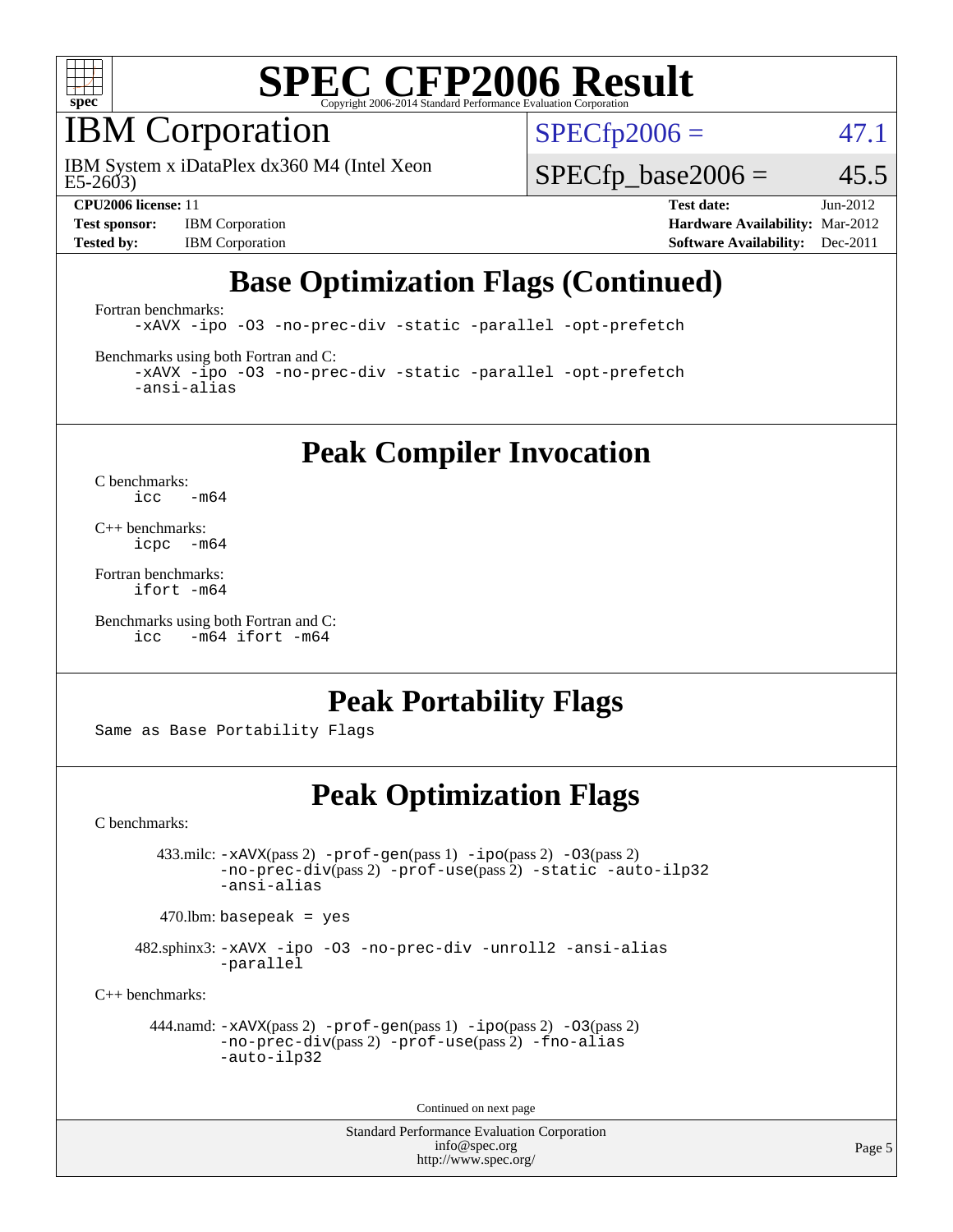# SPEC CFP2006 Result

Copyright 2006-2014 Standard Performance Evaluation Corporation

## IBM Corporation

IBM System x iDataPlex dx360 M4 (Intel Xeon E5-2603)

SPECfp2006 = 47.1

SPECfp_base2006 = 45.5

| | | | |
|---|---|---|---|
| **CPU2006 license:** 11 | | **Test date:** | Jun-2012 |
| **Test sponsor:** | IBM Corporation | **Hardware Availability:** | Mar-2012 |
| **Tested by:** | IBM Corporation | **Software Availability:** | Dec-2011 |

## Base Optimization Flags (Continued)

Fortran benchmarks:

```
-xAVX -ipo -O3 -no-prec-div -static -parallel -opt-prefetch
```

Benchmarks using both Fortran and C:

```
-xAVX -ipo -O3 -no-prec-div -static -parallel -opt-prefetch
-ansi-alias
```

## Peak Compiler Invocation

C benchmarks:

```
icc  -m64
```

C++ benchmarks:

```
icpc  -m64
```

Fortran benchmarks:

```
ifort -m64
```

Benchmarks using both Fortran and C:

```
icc  -m64 ifort -m64
```

## Peak Portability Flags

Same as Base Portability Flags

## Peak Optimization Flags

C benchmarks:

433.milc: -xAVX(pass 2) -prof-gen(pass 1) -ipo(pass 2) -O3(pass 2) -no-prec-div(pass 2) -prof-use(pass 2) -static -auto-ilp32 -ansi-alias

470.lbm: basepeak = yes

482.sphinx3: -xAVX -ipo -O3 -no-prec-div -unroll2 -ansi-alias -parallel

C++ benchmarks:

444.namd: -xAVX(pass 2) -prof-gen(pass 1) -ipo(pass 2) -O3(pass 2) -no-prec-div(pass 2) -prof-use(pass 2) -fno-alias -auto-ilp32

Continued on next page

Standard Performance Evaluation Corporation
info@spec.org
http://www.spec.org/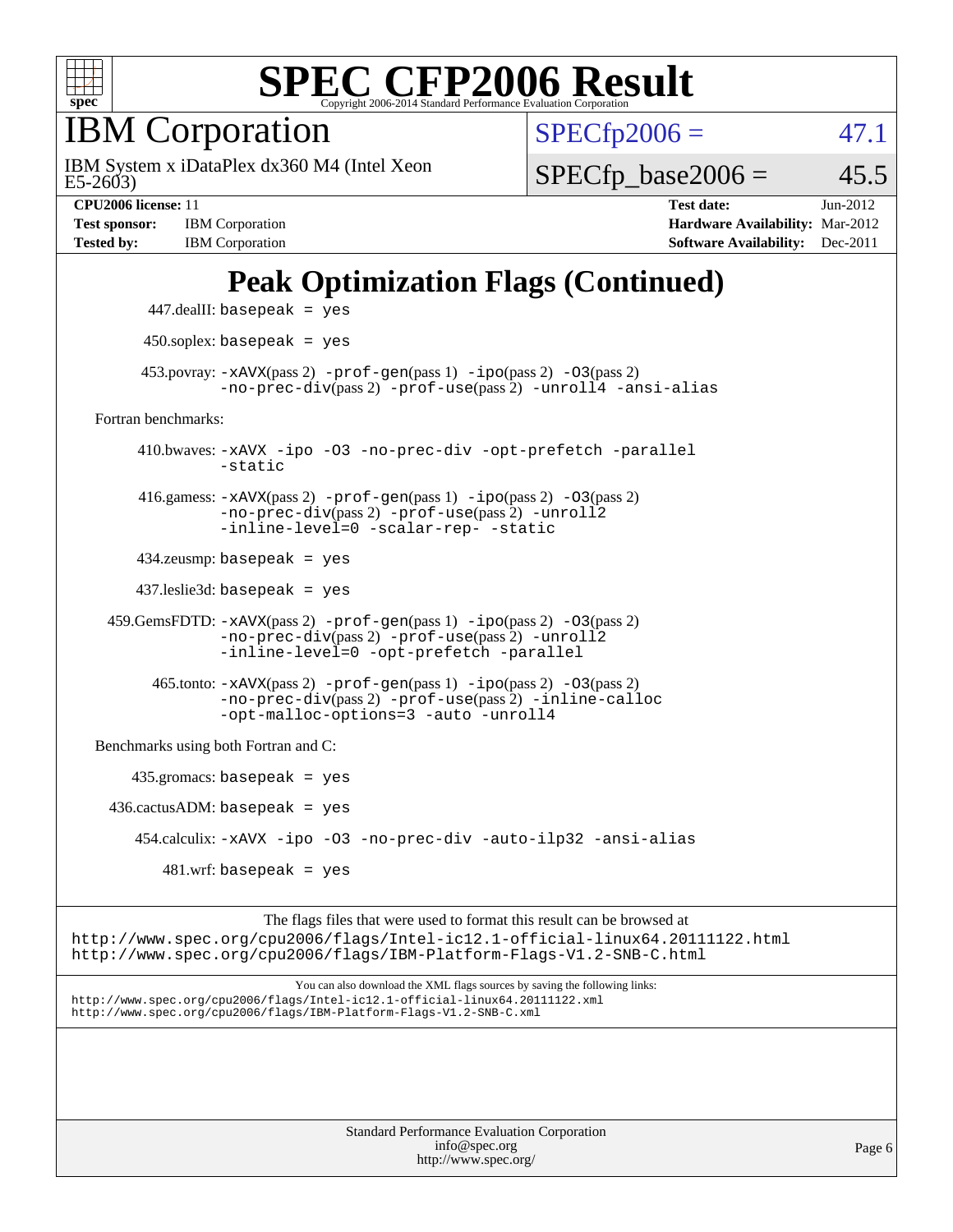# Peak Optimization Flags (Continued)

447.dealII: basepeak = yes

450.soplex: basepeak = yes

453.povray: -xAVX(pass 2) -prof-gen(pass 1) -ipo(pass 2) -O3(pass 2) -no-prec-div(pass 2) -prof-use(pass 2) -unroll4 -ansi-alias

Fortran benchmarks:

410.bwaves: -xAVX -ipo -O3 -no-prec-div -opt-prefetch -parallel -static

416.gamess: -xAVX(pass 2) -prof-gen(pass 1) -ipo(pass 2) -O3(pass 2) -no-prec-div(pass 2) -prof-use(pass 2) -unroll2 -inline-level=0 -scalar-rep- -static

434.zeusmp: basepeak = yes

437.leslie3d: basepeak = yes

459.GemsFDTD: -xAVX(pass 2) -prof-gen(pass 1) -ipo(pass 2) -O3(pass 2) -no-prec-div(pass 2) -prof-use(pass 2) -unroll2 -inline-level=0 -opt-prefetch -parallel

465.tonto: -xAVX(pass 2) -prof-gen(pass 1) -ipo(pass 2) -O3(pass 2) -no-prec-div(pass 2) -prof-use(pass 2) -inline-calloc -opt-malloc-options=3 -auto -unroll4

Benchmarks using both Fortran and C:

435.gromacs: basepeak = yes

436.cactusADM: basepeak = yes

454.calculix: -xAVX -ipo -O3 -no-prec-div -auto-ilp32 -ansi-alias

481.wrf: basepeak = yes

The flags files that were used to format this result can be browsed at
http://www.spec.org/cpu2006/flags/Intel-ic12.1-official-linux64.20111122.html
http://www.spec.org/cpu2006/flags/IBM-Platform-Flags-V1.2-SNB-C.html

You can also download the XML flags sources by saving the following links:
http://www.spec.org/cpu2006/flags/Intel-ic12.1-official-linux64.20111122.xml
http://www.spec.org/cpu2006/flags/IBM-Platform-Flags-V1.2-SNB-C.xml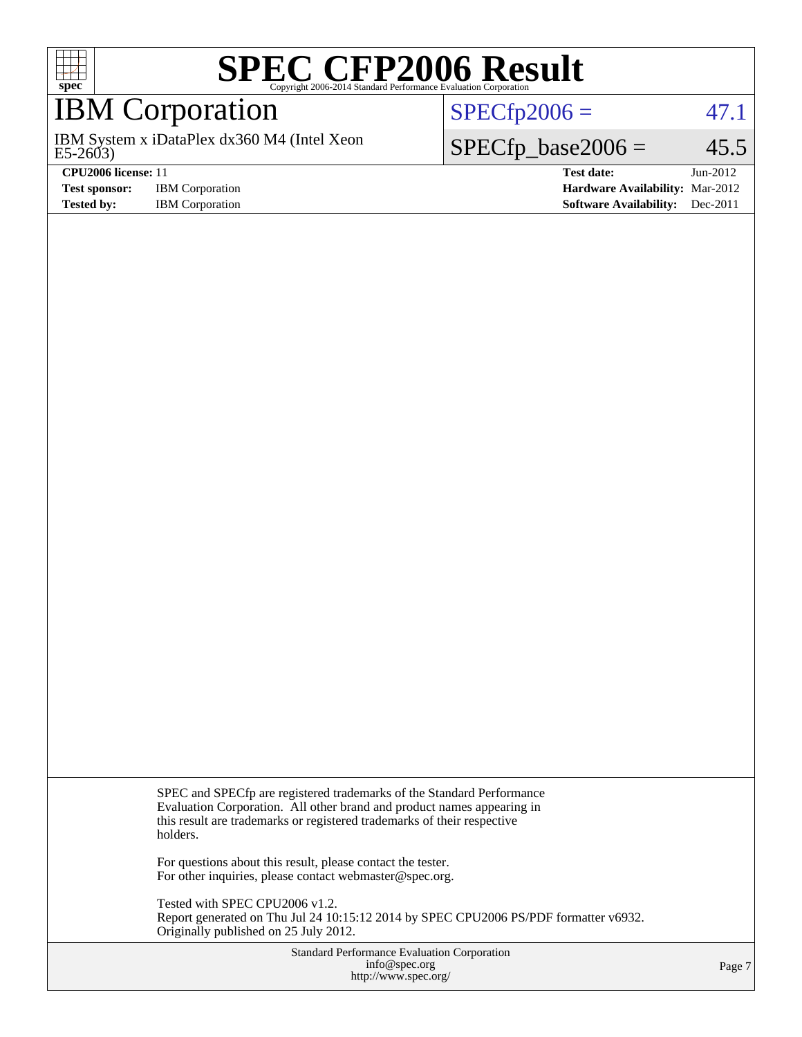SPEC and SPECfp are registered trademarks of the Standard Performance Evaluation Corporation. All other brand and product names appearing in this result are trademarks or registered trademarks of their respective holders.

For questions about this result, please contact the tester.
For other inquiries, please contact webmaster@spec.org.

Tested with SPEC CPU2006 v1.2.
Report generated on Thu Jul 24 10:15:12 2014 by SPEC CPU2006 PS/PDF formatter v6932.
Originally published on 25 July 2012.